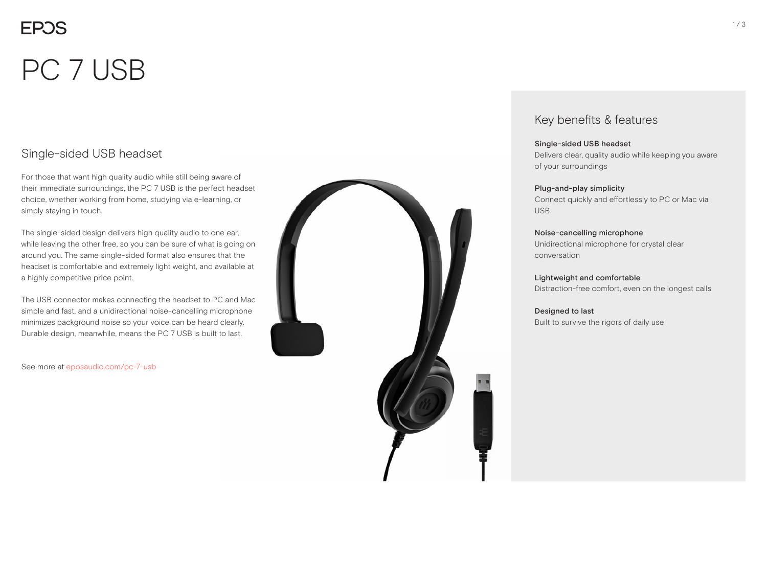EPOS

# PC 7 USB

## Single-sided USB headset

For those that want high quality audio while still being aware of their immediate surroundings, the PC 7 USB is the perfect headset choice, whether working from home, studying via e-learning, or simply staying in touch.

The single-sided design delivers high quality audio to one ear, while leaving the other free, so you can be sure of what is going on around you. The same single-sided format also ensures that the headset is comfortable and extremely light weight, and available at a highly competitive price point.

The USB connector makes connecting the headset to PC and Mac simple and fast, and a unidirectional noise-cancelling microphone minimizes background noise so your voice can be heard clearly. Durable design, meanwhile, means the PC 7 USB is built to last.

See more at eposaudio.com/pc-7-usb

## Key benefits & features

**Single-sided USB headset**
Delivers clear, quality audio while keeping you aware of your surroundings

**Plug-and-play simplicity**
Connect quickly and effortlessly to PC or Mac via USB

**Noise-cancelling microphone**
Unidirectional microphone for crystal clear conversation

**Lightweight and comfortable**
Distraction-free comfort, even on the longest calls

**Designed to last**
Built to survive the rigors of daily use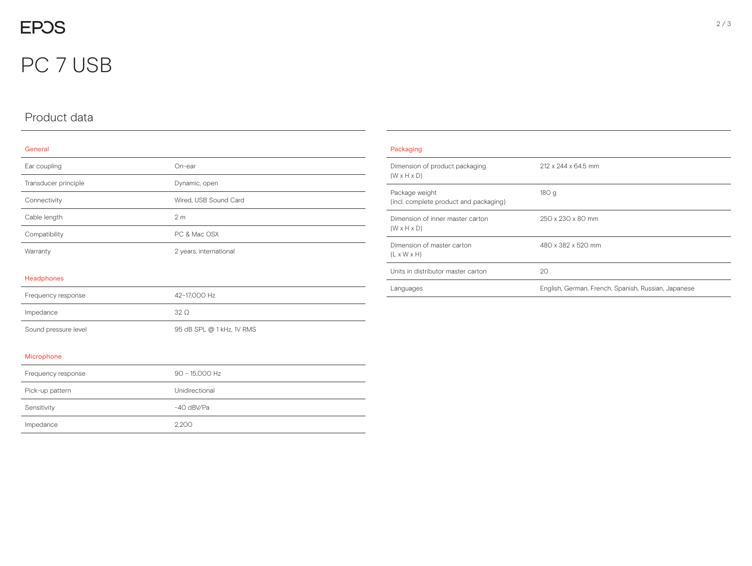# PC 7 USB

## Product data

### General

| | |
|---|---|
| Ear coupling | On-ear |
| Transducer principle | Dynamic, open |
| Connectivity | Wired, USB Sound Card |
| Cable length | 2 m |
| Compatibility | PC & Mac OSX |
| Warranty | 2 years, international |

### Headphones

| | |
|---|---|
| Frequency response | 42–17,000 Hz |
| Impedance | 32 Ω |
| Sound pressure level | 95 dB SPL @ 1 kHz, 1V RMS |

### Microphone

| | |
|---|---|
| Frequency response | 90 - 15,000 Hz |
| Pick-up pattern | Unidirectional |
| Sensitivity | -40 dBV/Pa |
| Impedance | 2,200 |

### Packaging

| | |
|---|---|
| Dimension of product packaging (W x H x D) | 212 x 244 x 64.5 mm |
| Package weight (incl. complete product and packaging) | 180 g |
| Dimension of inner master carton (W x H x D) | 250 x 230 x 80 mm |
| Dimension of master carton (L x W x H) | 480 x 382 x 520 mm |
| Units in distributor master carton | 20 |
| Languages | English, German, French, Spanish, Russian, Japanese |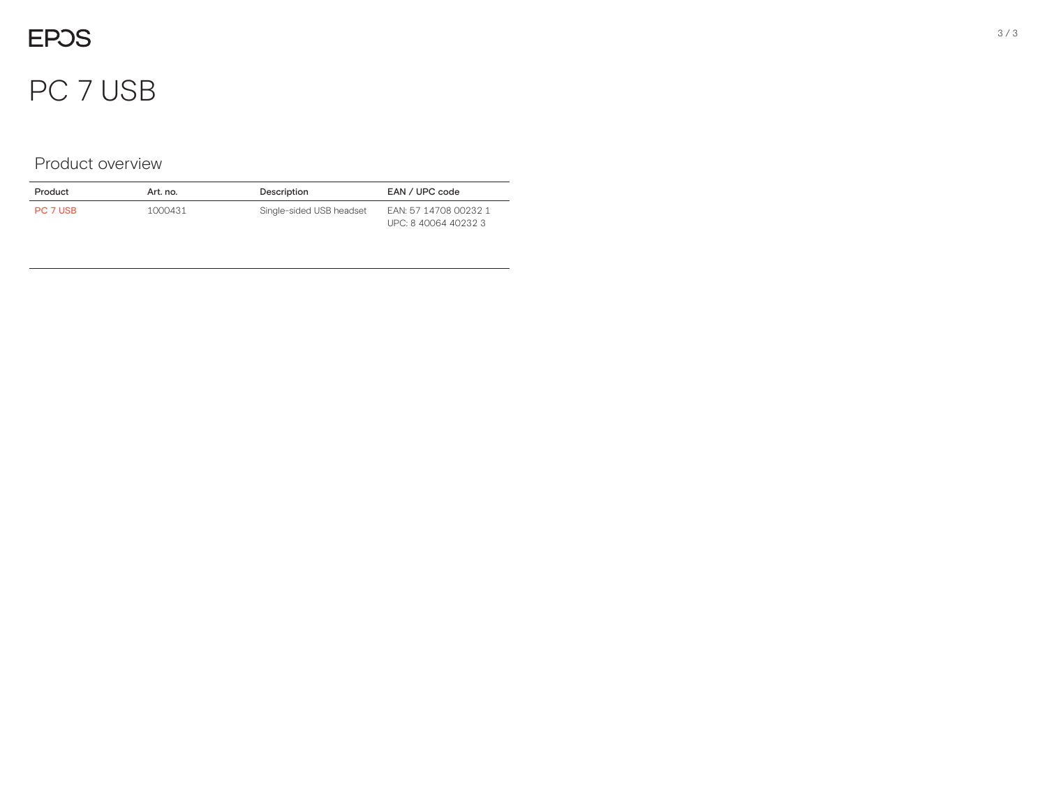# PC 7 USB

## Product overview

| Product | Art. no. | Description | EAN / UPC code |
| --- | --- | --- | --- |
| PC 7 USB | 1000431 | Single-sided USB headset | EAN: 57 14708 00232 1<br>UPC: 8 40064 40232 3 |